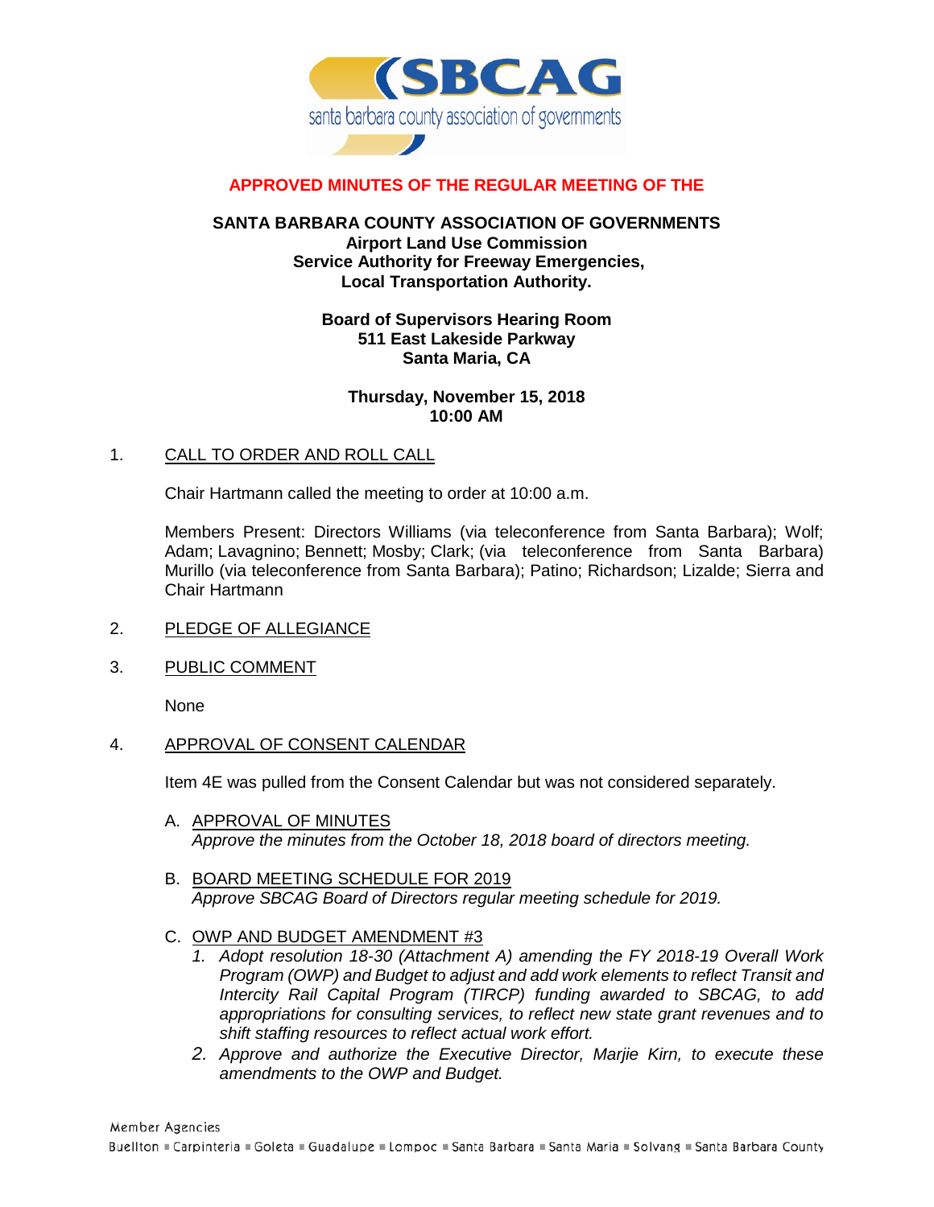**APPROVED MINUTES OF THE REGULAR MEETING OF THE**

**SANTA BARBARA COUNTY ASSOCIATION OF GOVERNMENTS**
**Airport Land Use Commission**
**Service Authority for Freeway Emergencies,**
**Local Transportation Authority.**

**Board of Supervisors Hearing Room**
**511 East Lakeside Parkway**
**Santa Maria, CA**

**Thursday, November 15, 2018**
**10:00 AM**

1. CALL TO ORDER AND ROLL CALL

   Chair Hartmann called the meeting to order at 10:00 a.m.

   Members Present: Directors Williams (via teleconference from Santa Barbara); Wolf; Adam; Lavagnino; Bennett; Mosby; Clark; (via teleconference from Santa Barbara) Murillo (via teleconference from Santa Barbara); Patino; Richardson; Lizalde; Sierra and Chair Hartmann

2. PLEDGE OF ALLEGIANCE

3. PUBLIC COMMENT

   None

4. APPROVAL OF CONSENT CALENDAR

   Item 4E was pulled from the Consent Calendar but was not considered separately.

   A. APPROVAL OF MINUTES
      *Approve the minutes from the October 18, 2018 board of directors meeting.*

   B. BOARD MEETING SCHEDULE FOR 2019
      *Approve SBCAG Board of Directors regular meeting schedule for 2019.*

   C. OWP AND BUDGET AMENDMENT #3
      1. *Adopt resolution 18-30 (Attachment A) amending the FY 2018-19 Overall Work Program (OWP) and Budget to adjust and add work elements to reflect Transit and Intercity Rail Capital Program (TIRCP) funding awarded to SBCAG, to add appropriations for consulting services, to reflect new state grant revenues and to shift staffing resources to reflect actual work effort.*
      2. *Approve and authorize the Executive Director, Marjie Kirn, to execute these amendments to the OWP and Budget.*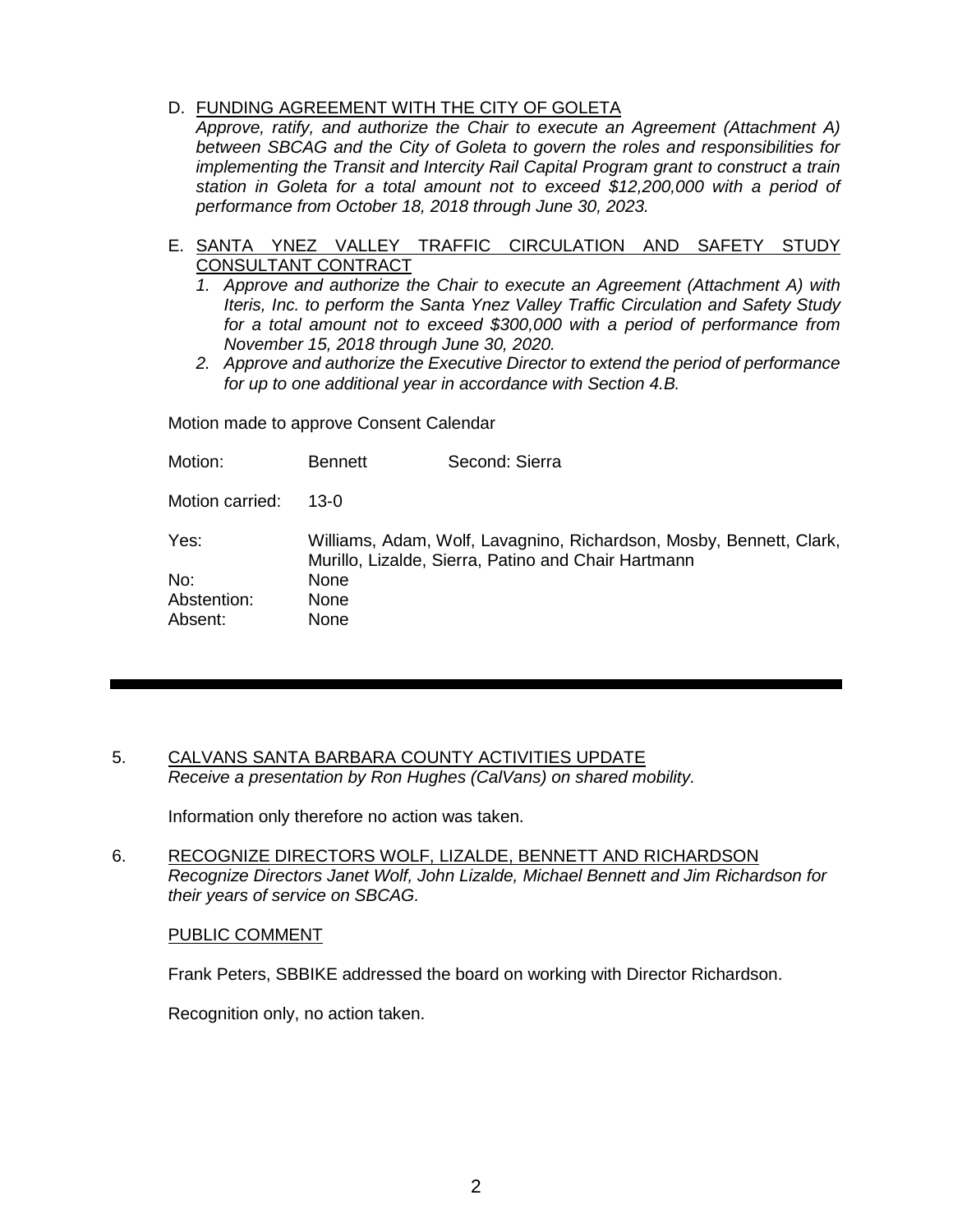D. <u>FUNDING AGREEMENT WITH THE CITY OF GOLETA</u>
*Approve, ratify, and authorize the Chair to execute an Agreement (Attachment A) between SBCAG and the City of Goleta to govern the roles and responsibilities for implementing the Transit and Intercity Rail Capital Program grant to construct a train station in Goleta for a total amount not to exceed $12,200,000 with a period of performance from October 18, 2018 through June 30, 2023.*

E. <u>SANTA YNEZ VALLEY TRAFFIC CIRCULATION AND SAFETY STUDY CONSULTANT CONTRACT</u>
1. *Approve and authorize the Chair to execute an Agreement (Attachment A) with Iteris, Inc. to perform the Santa Ynez Valley Traffic Circulation and Safety Study for a total amount not to exceed $300,000 with a period of performance from November 15, 2018 through June 30, 2020.*
2. *Approve and authorize the Executive Director to extend the period of performance for up to one additional year in accordance with Section 4.B.*

Motion made to approve Consent Calendar

| | | |
|---|---|---|
| Motion: | Bennett | Second: Sierra |
| Motion carried: | 13-0 | |
| Yes: | Williams, Adam, Wolf, Lavagnino, Richardson, Mosby, Bennett, Clark, Murillo, Lizalde, Sierra, Patino and Chair Hartmann | |
| No: | None | |
| Abstention: | None | |
| Absent: | None | |

---

5. <u>CALVANS SANTA BARBARA COUNTY ACTIVITIES UPDATE</u>
*Receive a presentation by Ron Hughes (CalVans) on shared mobility.*

Information only therefore no action was taken.

6. <u>RECOGNIZE DIRECTORS WOLF, LIZALDE, BENNETT AND RICHARDSON</u>
*Recognize Directors Janet Wolf, John Lizalde, Michael Bennett and Jim Richardson for their years of service on SBCAG.*

<u>PUBLIC COMMENT</u>

Frank Peters, SBBIKE addressed the board on working with Director Richardson.

Recognition only, no action taken.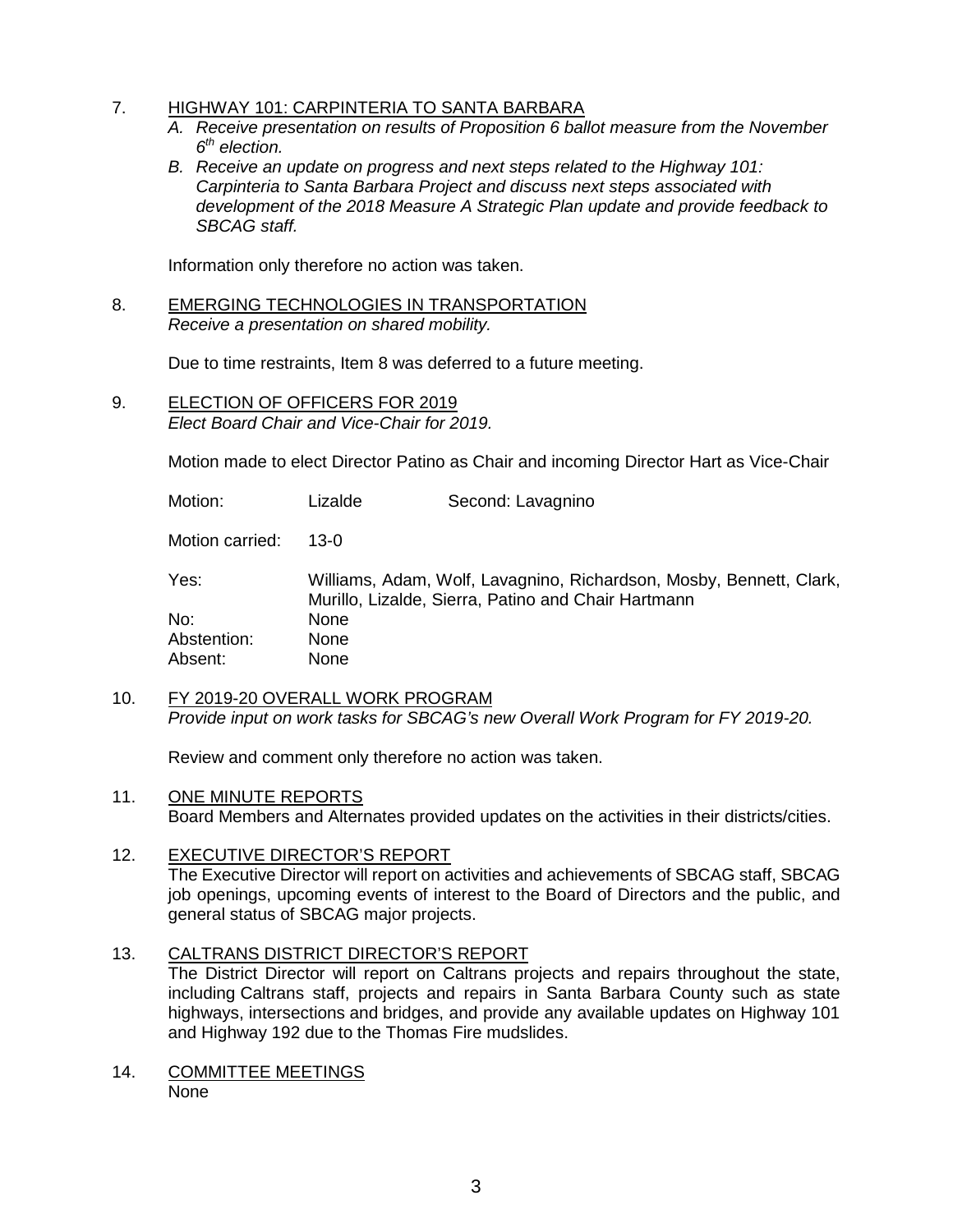7. HIGHWAY 101: CARPINTERIA TO SANTA BARBARA

   *A. Receive presentation on results of Proposition 6 ballot measure from the November 6th election.*

   *B. Receive an update on progress and next steps related to the Highway 101: Carpinteria to Santa Barbara Project and discuss next steps associated with development of the 2018 Measure A Strategic Plan update and provide feedback to SBCAG staff.*

   Information only therefore no action was taken.

8. EMERGING TECHNOLOGIES IN TRANSPORTATION

   *Receive a presentation on shared mobility.*

   Due to time restraints, Item 8 was deferred to a future meeting.

9. ELECTION OF OFFICERS FOR 2019

   *Elect Board Chair and Vice-Chair for 2019.*

   Motion made to elect Director Patino as Chair and incoming Director Hart as Vice-Chair

   Motion: Lizalde Second: Lavagnino

   Motion carried: 13-0

   Yes: Williams, Adam, Wolf, Lavagnino, Richardson, Mosby, Bennett, Clark, Murillo, Lizalde, Sierra, Patino and Chair Hartmann
   No: None
   Abstention: None
   Absent: None

10. FY 2019-20 OVERALL WORK PROGRAM

    *Provide input on work tasks for SBCAG's new Overall Work Program for FY 2019-20.*

    Review and comment only therefore no action was taken.

11. ONE MINUTE REPORTS

    Board Members and Alternates provided updates on the activities in their districts/cities.

12. EXECUTIVE DIRECTOR'S REPORT

    The Executive Director will report on activities and achievements of SBCAG staff, SBCAG job openings, upcoming events of interest to the Board of Directors and the public, and general status of SBCAG major projects.

13. CALTRANS DISTRICT DIRECTOR'S REPORT

    The District Director will report on Caltrans projects and repairs throughout the state, including Caltrans staff, projects and repairs in Santa Barbara County such as state highways, intersections and bridges, and provide any available updates on Highway 101 and Highway 192 due to the Thomas Fire mudslides.

14. COMMITTEE MEETINGS

    None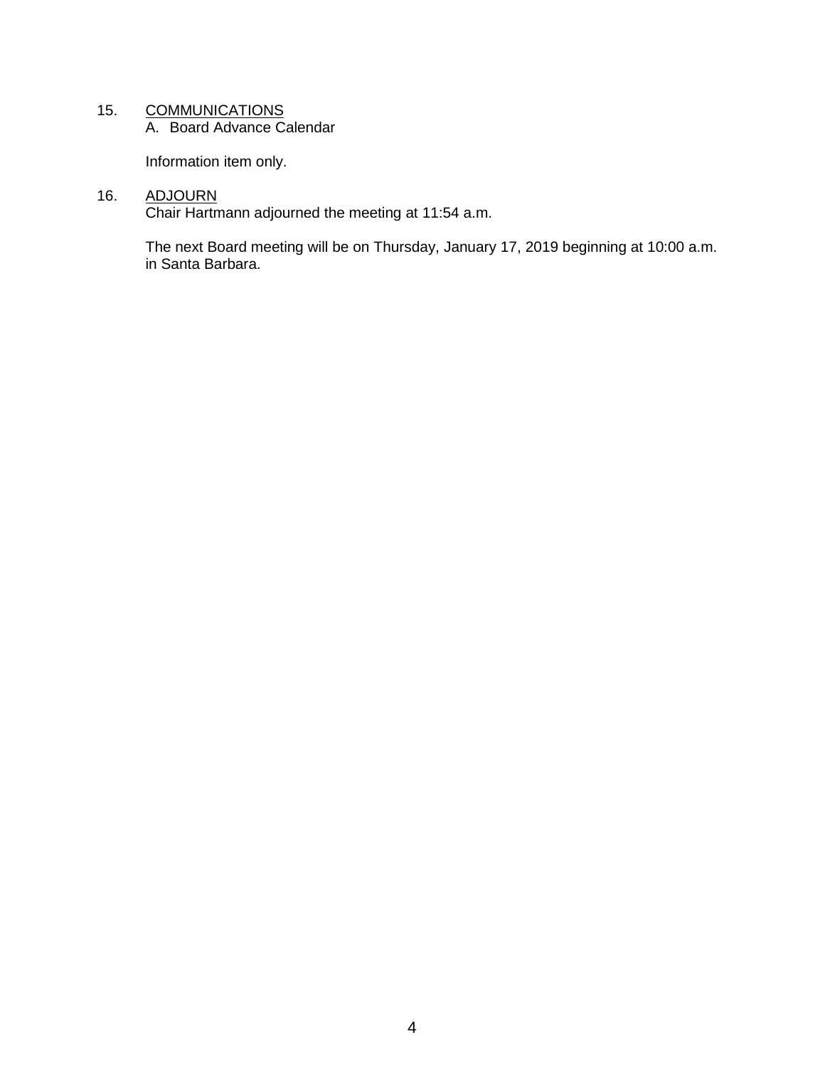15. <u>COMMUNICATIONS</u>
    A. Board Advance Calendar

    Information item only.

16. <u>ADJOURN</u>
    Chair Hartmann adjourned the meeting at 11:54 a.m.

    The next Board meeting will be on Thursday, January 17, 2019 beginning at 10:00 a.m. in Santa Barbara.